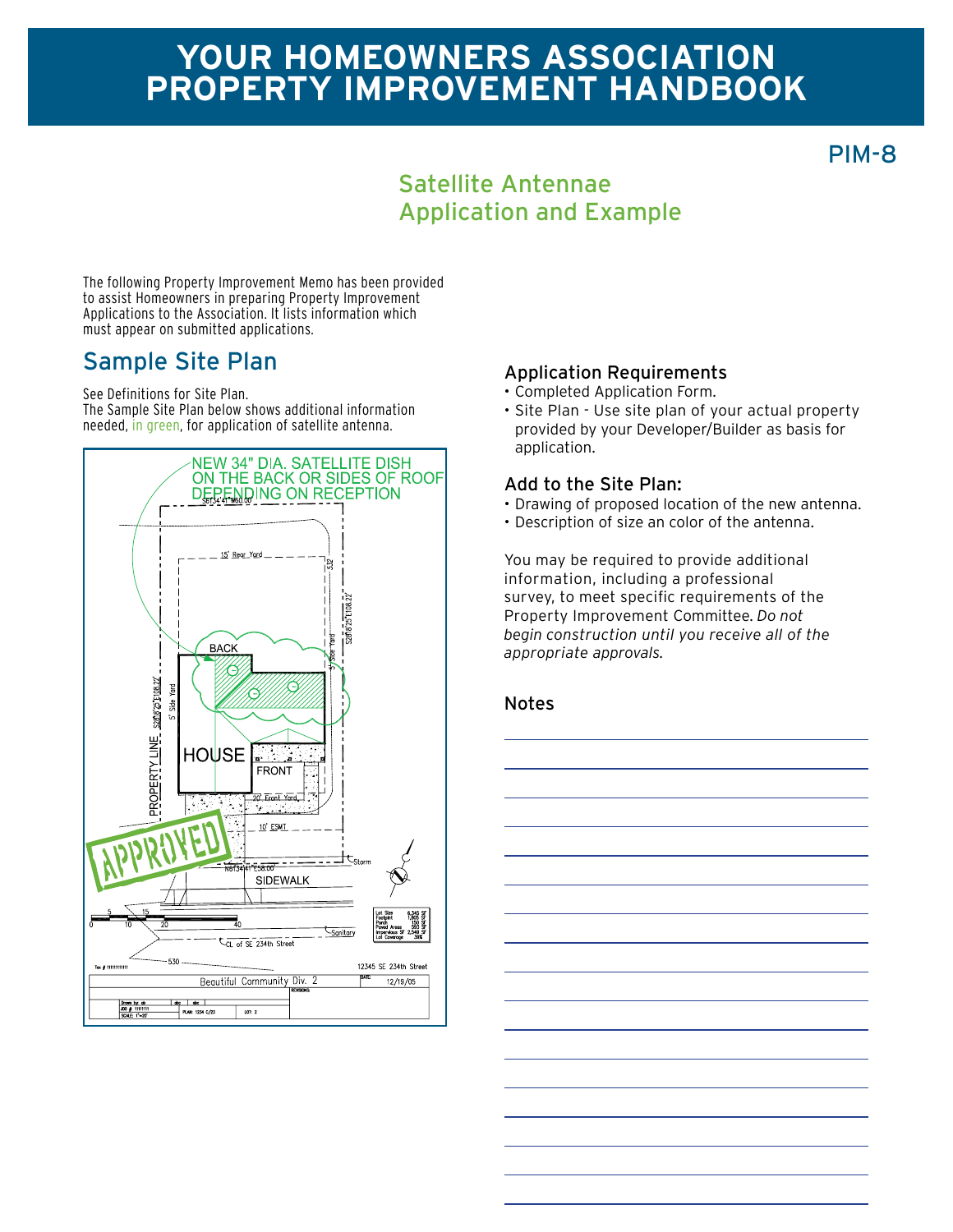# YOUR HOMEOWNERS ASSOCIATION PROPERTY IMPROVEMENT HANDBOOK

PIM-8

## Satellite Antennae Application and Example

The following Property Improvement Memo has been provided to assist Homeowners in preparing Property Improvement Applications to the Association. It lists information which must appear on submitted applications.

## Sample Site Plan

See Definitions for Site Plan.
The Sample Site Plan below shows additional information needed, in green, for application of satellite antenna.

NEW 34" DIA. SATELLITE DISH ON THE BACK OR SIDES OF ROOF DEPENDING ON RECEPTION

BACK

HOUSE

FRONT

PROPERTY LINE

SIDEWALK

APPROVED

### Application Requirements

- Completed Application Form.
- Site Plan - Use site plan of your actual property provided by your Developer/Builder as basis for application.

### Add to the Site Plan:

- Drawing of proposed location of the new antenna.
- Description of size an color of the antenna.

You may be required to provide additional information, including a professional survey, to meet specific requirements of the Property Improvement Committee. *Do not begin construction until you receive all of the appropriate approvals.*

### Notes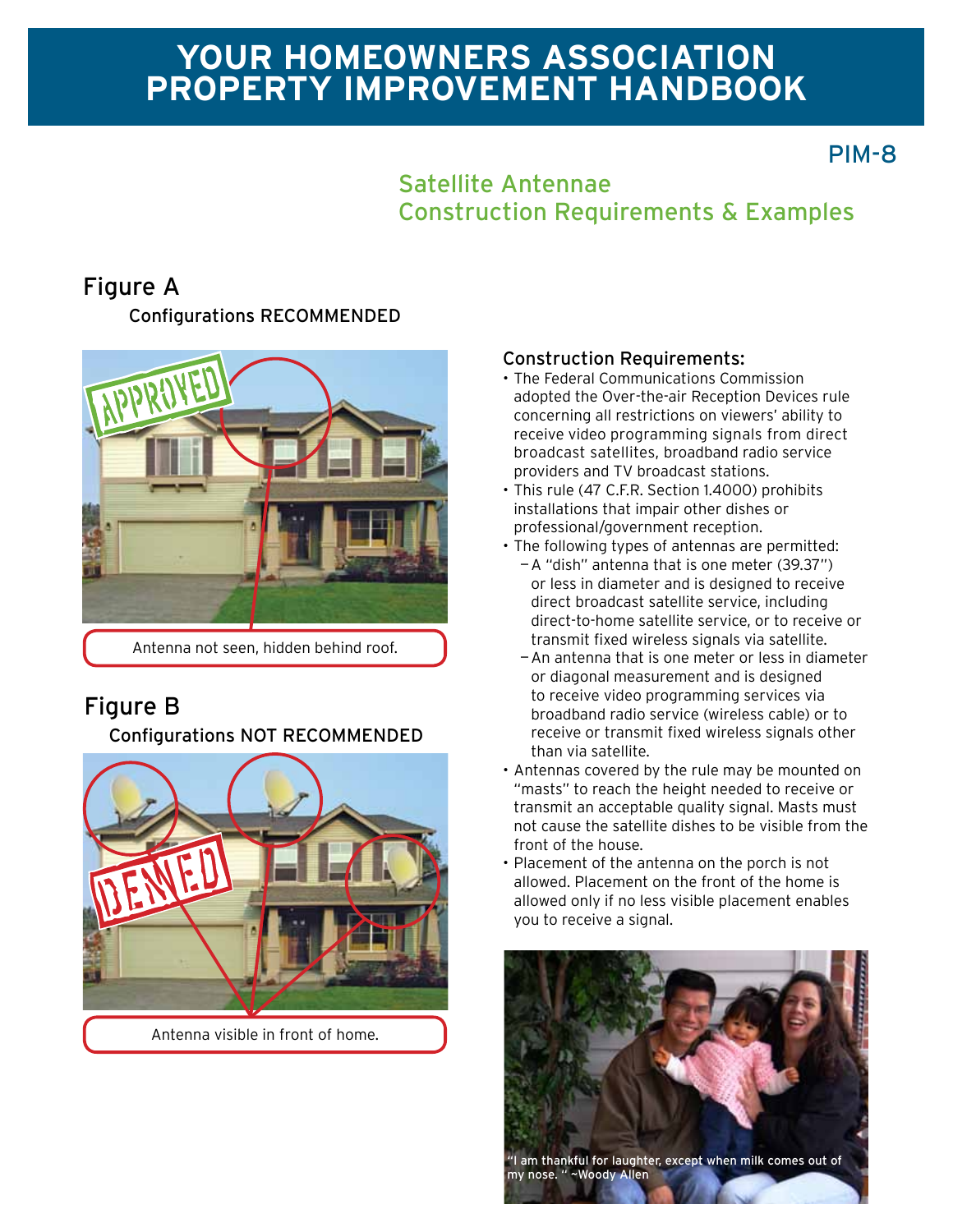# YOUR HOMEOWNERS ASSOCIATION PROPERTY IMPROVEMENT HANDBOOK

PIM-8

## Satellite Antennae Construction Requirements & Examples

### Figure A

Configurations RECOMMENDED

APPROVED

Antenna not seen, hidden behind roof.

### Figure B

Configurations NOT RECOMMENDED

DENIED

Antenna visible in front of home.

### Construction Requirements:

- The Federal Communications Commission adopted the Over-the-air Reception Devices rule concerning all restrictions on viewers' ability to receive video programming signals from direct broadcast satellites, broadband radio service providers and TV broadcast stations.
- This rule (47 C.F.R. Section 1.4000) prohibits installations that impair other dishes or professional/government reception.
- The following types of antennas are permitted:
  - A "dish" antenna that is one meter (39.37") or less in diameter and is designed to receive direct broadcast satellite service, including direct-to-home satellite service, or to receive or transmit fixed wireless signals via satellite.
  - An antenna that is one meter or less in diameter or diagonal measurement and is designed to receive video programming services via broadband radio service (wireless cable) or to receive or transmit fixed wireless signals other than via satellite.
- Antennas covered by the rule may be mounted on "masts" to reach the height needed to receive or transmit an acceptable quality signal. Masts must not cause the satellite dishes to be visible from the front of the house.
- Placement of the antenna on the porch is not allowed. Placement on the front of the home is allowed only if no less visible placement enables you to receive a signal.

"I am thankful for laughter, except when milk comes out of my nose. " ~Woody Allen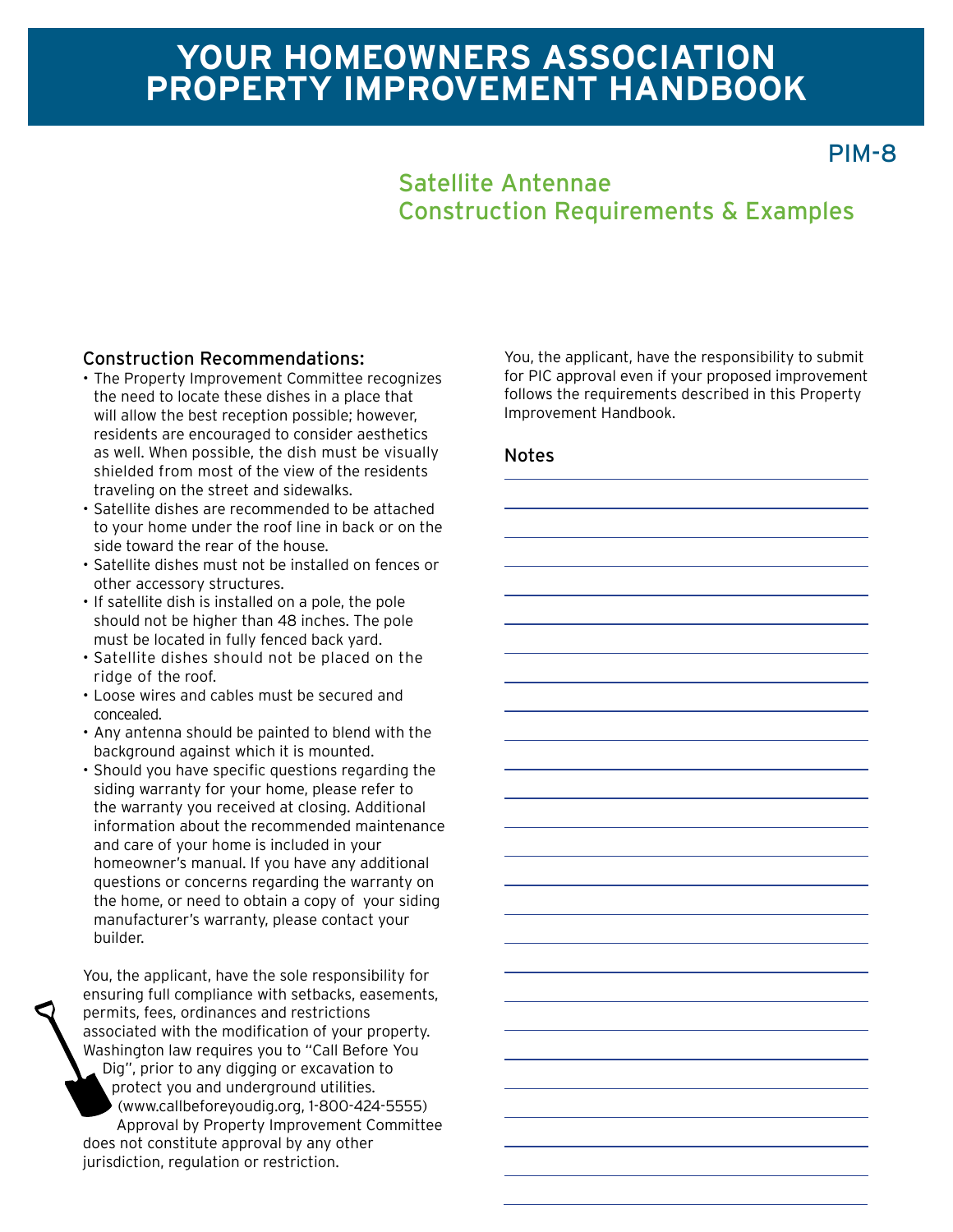# YOUR HOMEOWNERS ASSOCIATION PROPERTY IMPROVEMENT HANDBOOK

PIM-8

## Satellite Antennae Construction Requirements & Examples

### Construction Recommendations:

- The Property Improvement Committee recognizes the need to locate these dishes in a place that will allow the best reception possible; however, residents are encouraged to consider aesthetics as well. When possible, the dish must be visually shielded from most of the view of the residents traveling on the street and sidewalks.
- Satellite dishes are recommended to be attached to your home under the roof line in back or on the side toward the rear of the house.
- Satellite dishes must not be installed on fences or other accessory structures.
- If satellite dish is installed on a pole, the pole should not be higher than 48 inches. The pole must be located in fully fenced back yard.
- Satellite dishes should not be placed on the ridge of the roof.
- Loose wires and cables must be secured and concealed.
- Any antenna should be painted to blend with the background against which it is mounted.
- Should you have specific questions regarding the siding warranty for your home, please refer to the warranty you received at closing. Additional information about the recommended maintenance and care of your home is included in your homeowner's manual. If you have any additional questions or concerns regarding the warranty on the home, or need to obtain a copy of your siding manufacturer's warranty, please contact your builder.

You, the applicant, have the sole responsibility for ensuring full compliance with setbacks, easements, permits, fees, ordinances and restrictions associated with the modification of your property. Washington law requires you to "Call Before You Dig", prior to any digging or excavation to protect you and underground utilities. (www.callbeforeyoudig.org, 1-800-424-5555) Approval by Property Improvement Committee does not constitute approval by any other jurisdiction, regulation or restriction.

You, the applicant, have the responsibility to submit for PIC approval even if your proposed improvement follows the requirements described in this Property Improvement Handbook.

### Notes